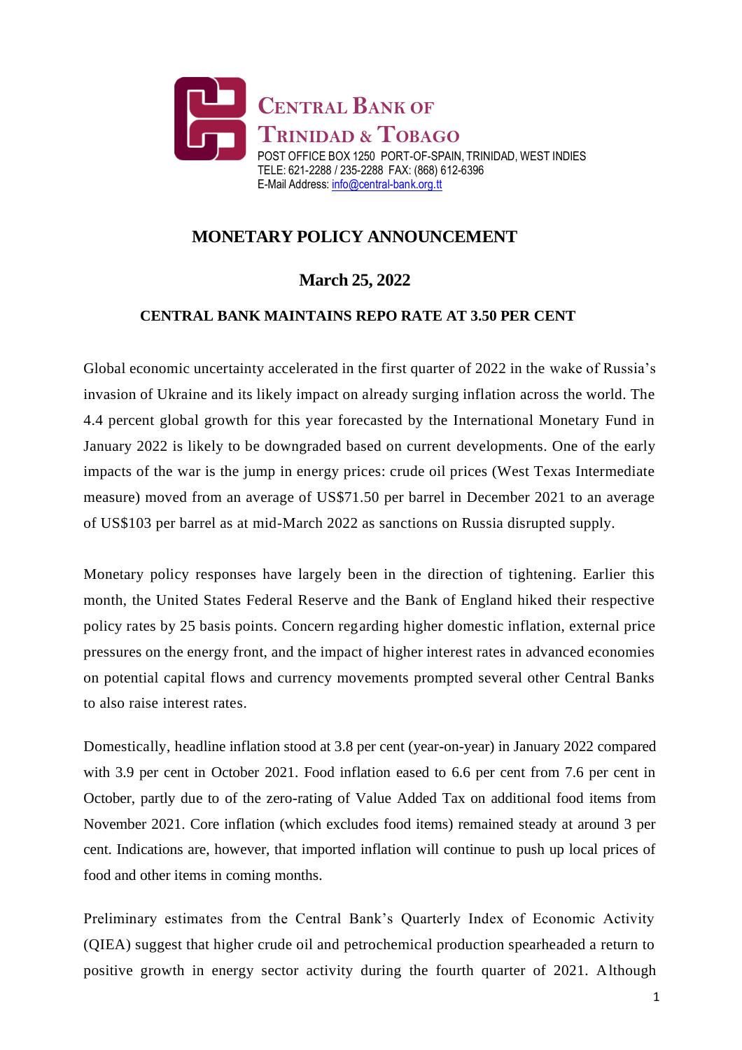**CENTRAL BANK OF TRINIDAD & TOBAGO**

POST OFFICE BOX 1250 PORT-OF-SPAIN, TRINIDAD, WEST INDIES
TELE: 621-2288 / 235-2288 FAX: (868) 612-6396
E-Mail Address: info@central-bank.org.tt

# MONETARY POLICY ANNOUNCEMENT

## March 25, 2022

### CENTRAL BANK MAINTAINS REPO RATE AT 3.50 PER CENT

Global economic uncertainty accelerated in the first quarter of 2022 in the wake of Russia's invasion of Ukraine and its likely impact on already surging inflation across the world. The 4.4 percent global growth for this year forecasted by the International Monetary Fund in January 2022 is likely to be downgraded based on current developments. One of the early impacts of the war is the jump in energy prices: crude oil prices (West Texas Intermediate measure) moved from an average of US$71.50 per barrel in December 2021 to an average of US$103 per barrel as at mid-March 2022 as sanctions on Russia disrupted supply.

Monetary policy responses have largely been in the direction of tightening. Earlier this month, the United States Federal Reserve and the Bank of England hiked their respective policy rates by 25 basis points. Concern regarding higher domestic inflation, external price pressures on the energy front, and the impact of higher interest rates in advanced economies on potential capital flows and currency movements prompted several other Central Banks to also raise interest rates.

Domestically, headline inflation stood at 3.8 per cent (year-on-year) in January 2022 compared with 3.9 per cent in October 2021. Food inflation eased to 6.6 per cent from 7.6 per cent in October, partly due to of the zero-rating of Value Added Tax on additional food items from November 2021. Core inflation (which excludes food items) remained steady at around 3 per cent. Indications are, however, that imported inflation will continue to push up local prices of food and other items in coming months.

Preliminary estimates from the Central Bank's Quarterly Index of Economic Activity (QIEA) suggest that higher crude oil and petrochemical production spearheaded a return to positive growth in energy sector activity during the fourth quarter of 2021. Although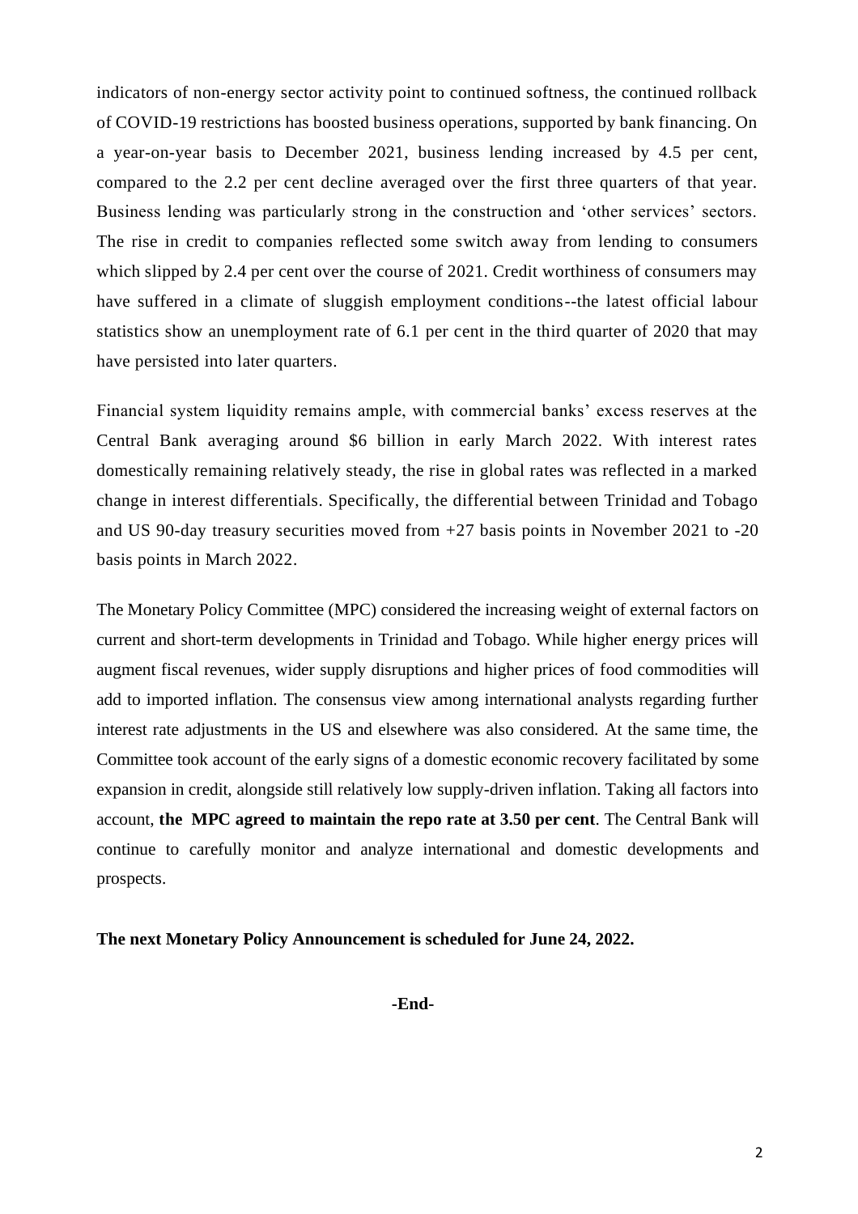indicators of non-energy sector activity point to continued softness, the continued rollback of COVID-19 restrictions has boosted business operations, supported by bank financing. On a year-on-year basis to December 2021, business lending increased by 4.5 per cent, compared to the 2.2 per cent decline averaged over the first three quarters of that year. Business lending was particularly strong in the construction and 'other services' sectors. The rise in credit to companies reflected some switch away from lending to consumers which slipped by 2.4 per cent over the course of 2021. Credit worthiness of consumers may have suffered in a climate of sluggish employment conditions--the latest official labour statistics show an unemployment rate of 6.1 per cent in the third quarter of 2020 that may have persisted into later quarters.

Financial system liquidity remains ample, with commercial banks' excess reserves at the Central Bank averaging around $6 billion in early March 2022. With interest rates domestically remaining relatively steady, the rise in global rates was reflected in a marked change in interest differentials. Specifically, the differential between Trinidad and Tobago and US 90-day treasury securities moved from +27 basis points in November 2021 to -20 basis points in March 2022.

The Monetary Policy Committee (MPC) considered the increasing weight of external factors on current and short-term developments in Trinidad and Tobago. While higher energy prices will augment fiscal revenues, wider supply disruptions and higher prices of food commodities will add to imported inflation. The consensus view among international analysts regarding further interest rate adjustments in the US and elsewhere was also considered. At the same time, the Committee took account of the early signs of a domestic economic recovery facilitated by some expansion in credit, alongside still relatively low supply-driven inflation. Taking all factors into account, **the MPC agreed to maintain the repo rate at 3.50 per cent**. The Central Bank will continue to carefully monitor and analyze international and domestic developments and prospects.

**The next Monetary Policy Announcement is scheduled for June 24, 2022.**

**-End-**